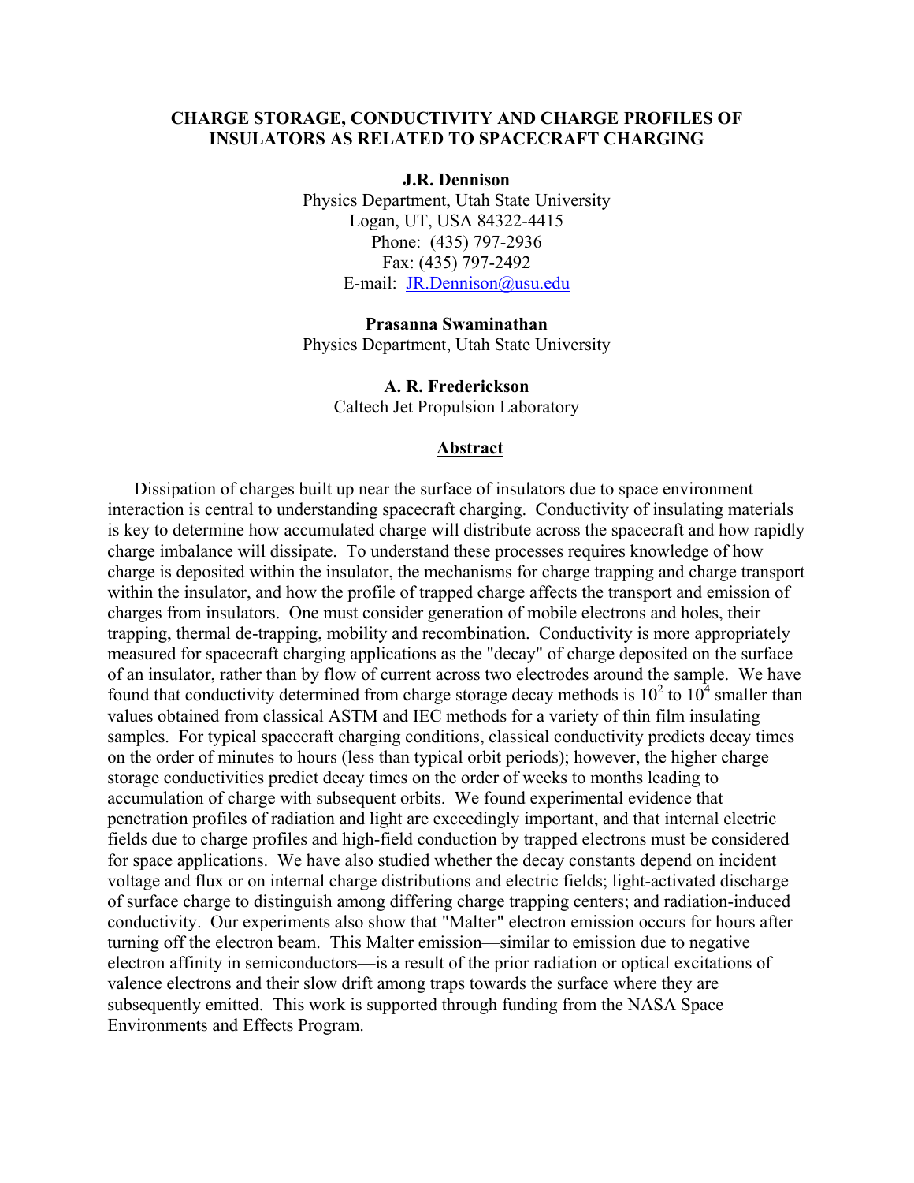# CHARGE STORAGE, CONDUCTIVITY AND CHARGE PROFILES OF INSULATORS AS RELATED TO SPACECRAFT CHARGING

**J.R. Dennison**
Physics Department, Utah State University
Logan, UT, USA 84322-4415
Phone: (435) 797-2936
Fax: (435) 797-2492
E-mail: JR.Dennison@usu.edu

**Prasanna Swaminathan**
Physics Department, Utah State University

**A. R. Frederickson**
Caltech Jet Propulsion Laboratory

## Abstract

Dissipation of charges built up near the surface of insulators due to space environment interaction is central to understanding spacecraft charging. Conductivity of insulating materials is key to determine how accumulated charge will distribute across the spacecraft and how rapidly charge imbalance will dissipate. To understand these processes requires knowledge of how charge is deposited within the insulator, the mechanisms for charge trapping and charge transport within the insulator, and how the profile of trapped charge affects the transport and emission of charges from insulators. One must consider generation of mobile electrons and holes, their trapping, thermal de-trapping, mobility and recombination. Conductivity is more appropriately measured for spacecraft charging applications as the "decay" of charge deposited on the surface of an insulator, rather than by flow of current across two electrodes around the sample. We have found that conductivity determined from charge storage decay methods is $10^2$ to $10^4$ smaller than values obtained from classical ASTM and IEC methods for a variety of thin film insulating samples. For typical spacecraft charging conditions, classical conductivity predicts decay times on the order of minutes to hours (less than typical orbit periods); however, the higher charge storage conductivities predict decay times on the order of weeks to months leading to accumulation of charge with subsequent orbits. We found experimental evidence that penetration profiles of radiation and light are exceedingly important, and that internal electric fields due to charge profiles and high-field conduction by trapped electrons must be considered for space applications. We have also studied whether the decay constants depend on incident voltage and flux or on internal charge distributions and electric fields; light-activated discharge of surface charge to distinguish among differing charge trapping centers; and radiation-induced conductivity. Our experiments also show that "Malter" electron emission occurs for hours after turning off the electron beam. This Malter emission—similar to emission due to negative electron affinity in semiconductors—is a result of the prior radiation or optical excitations of valence electrons and their slow drift among traps towards the surface where they are subsequently emitted. This work is supported through funding from the NASA Space Environments and Effects Program.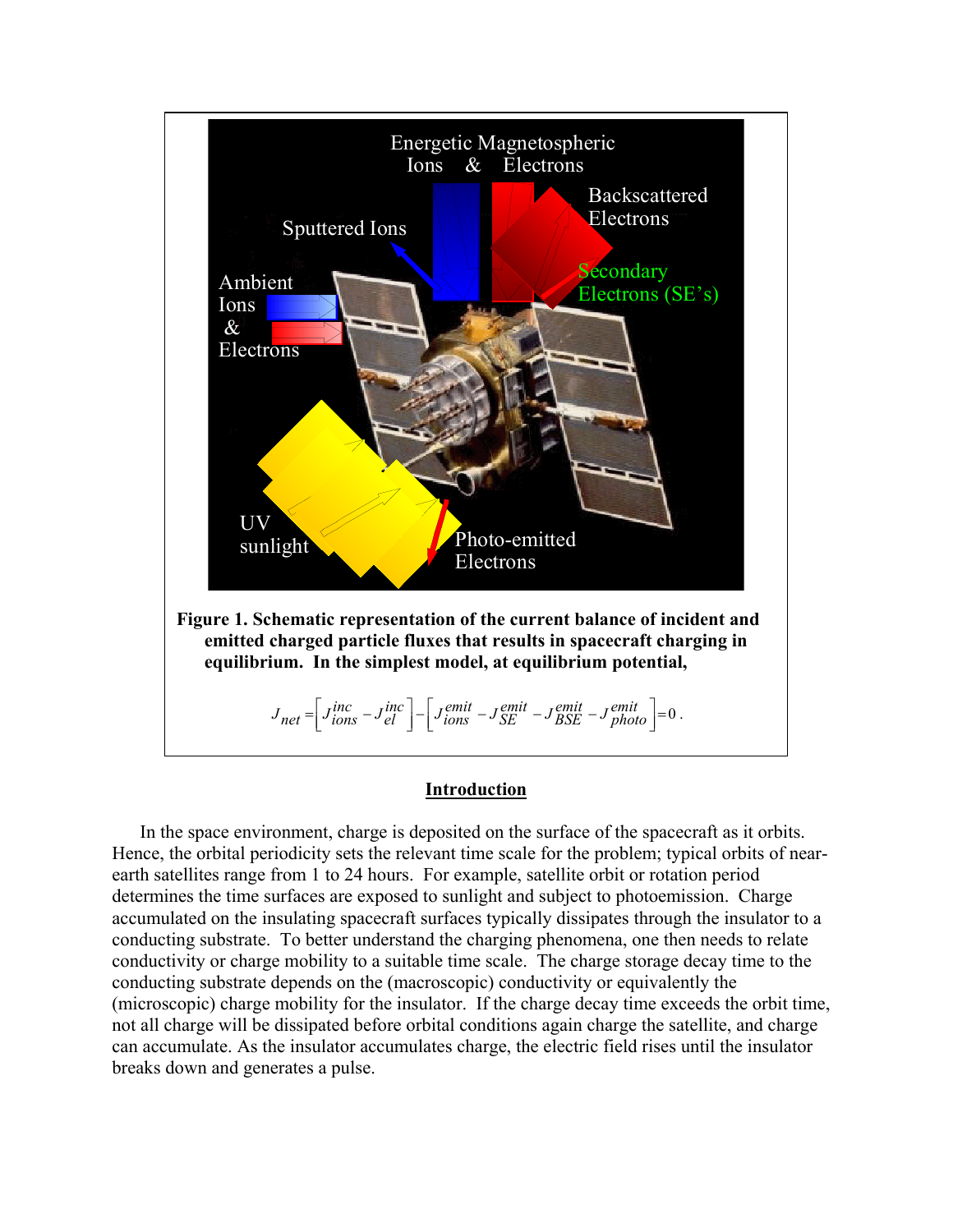**Figure 1. Schematic representation of the current balance of incident and emitted charged particle fluxes that results in spacecraft charging in equilibrium. In the simplest model, at equilibrium potential,**

$$J_{net} = \left[ J_{ions}^{inc} - J_{el}^{inc} \right] - \left[ J_{ions}^{emit} - J_{SE}^{emit} - J_{BSE}^{emit} - J_{photo}^{emit} \right] = 0 \, .$$

## Introduction

In the space environment, charge is deposited on the surface of the spacecraft as it orbits. Hence, the orbital periodicity sets the relevant time scale for the problem; typical orbits of near-earth satellites range from 1 to 24 hours. For example, satellite orbit or rotation period determines the time surfaces are exposed to sunlight and subject to photoemission. Charge accumulated on the insulating spacecraft surfaces typically dissipates through the insulator to a conducting substrate. To better understand the charging phenomena, one then needs to relate conductivity or charge mobility to a suitable time scale. The charge storage decay time to the conducting substrate depends on the (macroscopic) conductivity or equivalently the (microscopic) charge mobility for the insulator. If the charge decay time exceeds the orbit time, not all charge will be dissipated before orbital conditions again charge the satellite, and charge can accumulate. As the insulator accumulates charge, the electric field rises until the insulator breaks down and generates a pulse.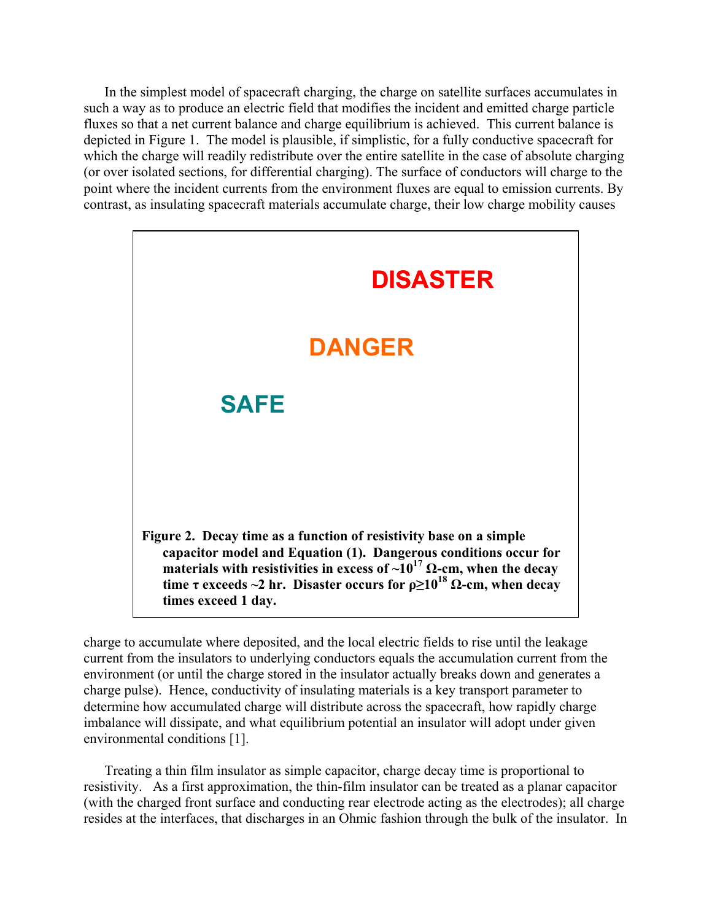In the simplest model of spacecraft charging, the charge on satellite surfaces accumulates in such a way as to produce an electric field that modifies the incident and emitted charge particle fluxes so that a net current balance and charge equilibrium is achieved. This current balance is depicted in Figure 1. The model is plausible, if simplistic, for a fully conductive spacecraft for which the charge will readily redistribute over the entire satellite in the case of absolute charging (or over isolated sections, for differential charging). The surface of conductors will charge to the point where the incident currents from the environment fluxes are equal to emission currents. By contrast, as insulating spacecraft materials accumulate charge, their low charge mobility causes

DISASTER

DANGER

SAFE

**Figure 2. Decay time as a function of resistivity base on a simple capacitor model and Equation (1). Dangerous conditions occur for materials with resistivities in excess of ~$10^{17}$ Ω-cm, when the decay time τ exceeds ~2 hr. Disaster occurs for $\rho \geq 10^{18}$ Ω-cm, when decay times exceed 1 day.**

charge to accumulate where deposited, and the local electric fields to rise until the leakage current from the insulators to underlying conductors equals the accumulation current from the environment (or until the charge stored in the insulator actually breaks down and generates a charge pulse). Hence, conductivity of insulating materials is a key transport parameter to determine how accumulated charge will distribute across the spacecraft, how rapidly charge imbalance will dissipate, and what equilibrium potential an insulator will adopt under given environmental conditions [1].

Treating a thin film insulator as simple capacitor, charge decay time is proportional to resistivity. As a first approximation, the thin-film insulator can be treated as a planar capacitor (with the charged front surface and conducting rear electrode acting as the electrodes); all charge resides at the interfaces, that discharges in an Ohmic fashion through the bulk of the insulator. In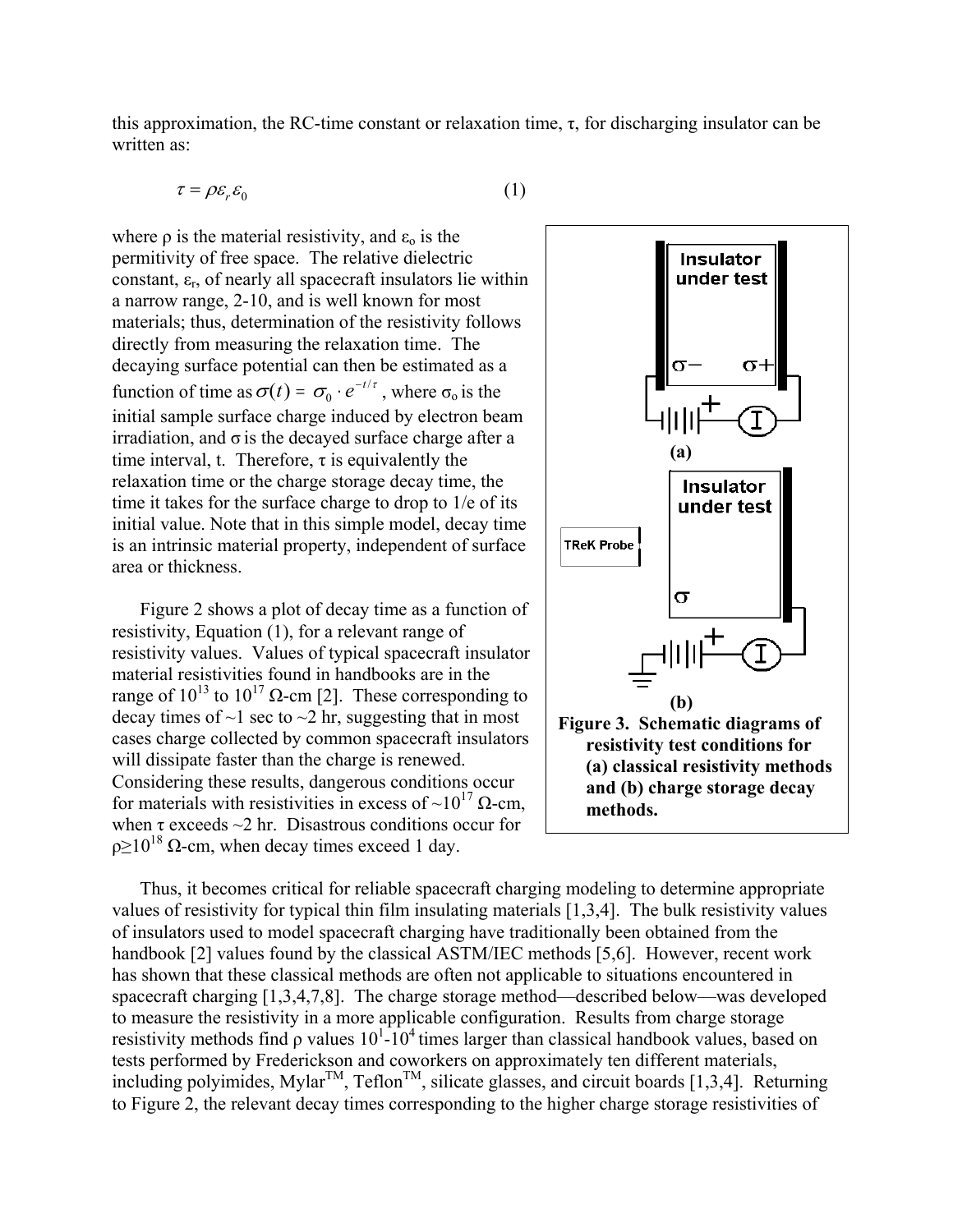this approximation, the RC-time constant or relaxation time, τ, for discharging insulator can be written as:

$$\tau = \rho \varepsilon_r \varepsilon_0 \qquad (1)$$

where ρ is the material resistivity, and $\varepsilon_o$ is the permitivity of free space. The relative dielectric constant, $\varepsilon_r$, of nearly all spacecraft insulators lie within a narrow range, 2-10, and is well known for most materials; thus, determination of the resistivity follows directly from measuring the relaxation time. The decaying surface potential can then be estimated as a function of time as $\sigma(t) = \sigma_0 \cdot e^{-t/\tau}$, where $\sigma_o$ is the initial sample surface charge induced by electron beam irradiation, and σ is the decayed surface charge after a time interval, t. Therefore, τ is equivalently the relaxation time or the charge storage decay time, the time it takes for the surface charge to drop to 1/e of its initial value. Note that in this simple model, decay time is an intrinsic material property, independent of surface area or thickness.

Figure 2 shows a plot of decay time as a function of resistivity, Equation (1), for a relevant range of resistivity values. Values of typical spacecraft insulator material resistivities found in handbooks are in the range of $10^{13}$ to $10^{17}$ Ω-cm [2]. These corresponding to decay times of ~1 sec to ~2 hr, suggesting that in most cases charge collected by common spacecraft insulators will dissipate faster than the charge is renewed. Considering these results, dangerous conditions occur for materials with resistivities in excess of ~$10^{17}$ Ω-cm, when τ exceeds ~2 hr. Disastrous conditions occur for $\rho \geq 10^{18}$ Ω-cm, when decay times exceed 1 day.

**Figure 3. Schematic diagrams of resistivity test conditions for (a) classical resistivity methods and (b) charge storage decay methods.**

Thus, it becomes critical for reliable spacecraft charging modeling to determine appropriate values of resistivity for typical thin film insulating materials [1,3,4]. The bulk resistivity values of insulators used to model spacecraft charging have traditionally been obtained from the handbook [2] values found by the classical ASTM/IEC methods [5,6]. However, recent work has shown that these classical methods are often not applicable to situations encountered in spacecraft charging [1,3,4,7,8]. The charge storage method—described below—was developed to measure the resistivity in a more applicable configuration. Results from charge storage resistivity methods find ρ values $10^1$-$10^4$ times larger than classical handbook values, based on tests performed by Frederickson and coworkers on approximately ten different materials, including polyimides, Mylar™, Teflon™, silicate glasses, and circuit boards [1,3,4]. Returning to Figure 2, the relevant decay times corresponding to the higher charge storage resistivities of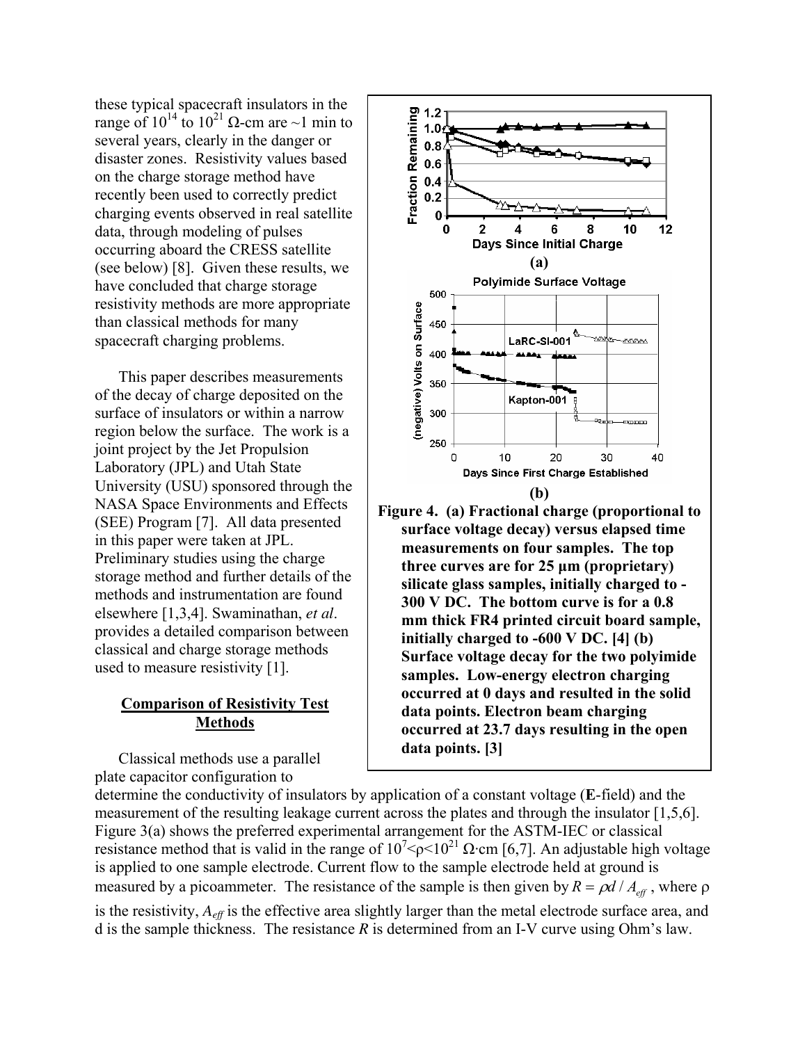these typical spacecraft insulators in the range of $10^{14}$ to $10^{21}$ Ω-cm are ~1 min to several years, clearly in the danger or disaster zones. Resistivity values based on the charge storage method have recently been used to correctly predict charging events observed in real satellite data, through modeling of pulses occurring aboard the CRESS satellite (see below) [8]. Given these results, we have concluded that charge storage resistivity methods are more appropriate than classical methods for many spacecraft charging problems.

This paper describes measurements of the decay of charge deposited on the surface of insulators or within a narrow region below the surface. The work is a joint project by the Jet Propulsion Laboratory (JPL) and Utah State University (USU) sponsored through the NASA Space Environments and Effects (SEE) Program [7]. All data presented in this paper were taken at JPL. Preliminary studies using the charge storage method and further details of the methods and instrumentation are found elsewhere [1,3,4]. Swaminathan, *et al*. provides a detailed comparison between classical and charge storage methods used to measure resistivity [1].

**Figure 4. (a) Fractional charge (proportional to surface voltage decay) versus elapsed time measurements on four samples. The top three curves are for 25 µm (proprietary) silicate glass samples, initially charged to -300 V DC. The bottom curve is for a 0.8 mm thick FR4 printed circuit board sample, initially charged to -600 V DC. [4] (b) Surface voltage decay for the two polyimide samples. Low-energy electron charging occurred at 0 days and resulted in the solid data points. Electron beam charging occurred at 23.7 days resulting in the open data points. [3]**

## Comparison of Resistivity Test Methods

Classical methods use a parallel plate capacitor configuration to determine the conductivity of insulators by application of a constant voltage (**E**-field) and the measurement of the resulting leakage current across the plates and through the insulator [1,5,6]. Figure 3(a) shows the preferred experimental arrangement for the ASTM-IEC or classical resistance method that is valid in the range of $10^7<\rho<10^{21}$ Ω·cm [6,7]. An adjustable high voltage is applied to one sample electrode. Current flow to the sample electrode held at ground is measured by a picoammeter. The resistance of the sample is then given by $R = \rho d / A_{eff}$, where ρ is the resistivity, $A_{eff}$ is the effective area slightly larger than the metal electrode surface area, and d is the sample thickness. The resistance $R$ is determined from an I-V curve using Ohm's law.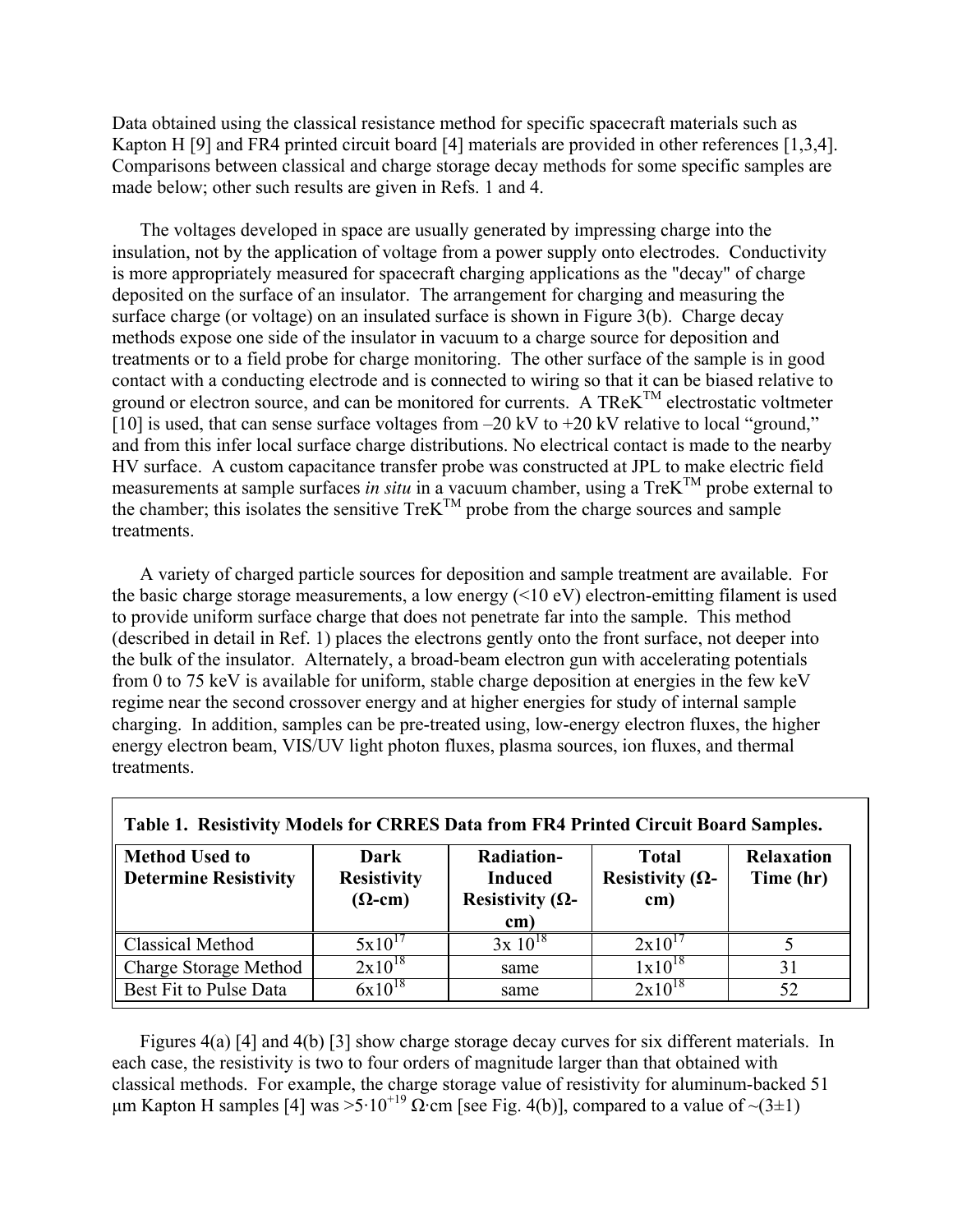Data obtained using the classical resistance method for specific spacecraft materials such as Kapton H [9] and FR4 printed circuit board [4] materials are provided in other references [1,3,4]. Comparisons between classical and charge storage decay methods for some specific samples are made below; other such results are given in Refs. 1 and 4.

The voltages developed in space are usually generated by impressing charge into the insulation, not by the application of voltage from a power supply onto electrodes. Conductivity is more appropriately measured for spacecraft charging applications as the "decay" of charge deposited on the surface of an insulator. The arrangement for charging and measuring the surface charge (or voltage) on an insulated surface is shown in Figure 3(b). Charge decay methods expose one side of the insulator in vacuum to a charge source for deposition and treatments or to a field probe for charge monitoring. The other surface of the sample is in good contact with a conducting electrode and is connected to wiring so that it can be biased relative to ground or electron source, and can be monitored for currents. A TReK™ electrostatic voltmeter [10] is used, that can sense surface voltages from –20 kV to +20 kV relative to local "ground," and from this infer local surface charge distributions. No electrical contact is made to the nearby HV surface. A custom capacitance transfer probe was constructed at JPL to make electric field measurements at sample surfaces *in situ* in a vacuum chamber, using a TreK™ probe external to the chamber; this isolates the sensitive TreK™ probe from the charge sources and sample treatments.

A variety of charged particle sources for deposition and sample treatment are available. For the basic charge storage measurements, a low energy (<10 eV) electron-emitting filament is used to provide uniform surface charge that does not penetrate far into the sample. This method (described in detail in Ref. 1) places the electrons gently onto the front surface, not deeper into the bulk of the insulator. Alternately, a broad-beam electron gun with accelerating potentials from 0 to 75 keV is available for uniform, stable charge deposition at energies in the few keV regime near the second crossover energy and at higher energies for study of internal sample charging. In addition, samples can be pre-treated using, low-energy electron fluxes, the higher energy electron beam, VIS/UV light photon fluxes, plasma sources, ion fluxes, and thermal treatments.

**Table 1. Resistivity Models for CRRES Data from FR4 Printed Circuit Board Samples.**

| Method Used to Determine Resistivity | Dark Resistivity (Ω-cm) | Radiation-Induced Resistivity (Ω-cm) | Total Resistivity (Ω-cm) | Relaxation Time (hr) |
|---|---|---|---|---|
| Classical Method | $5x10^{17}$ | $3x\ 10^{18}$ | $2x10^{17}$ | 5 |
| Charge Storage Method | $2x10^{18}$ | same | $1x10^{18}$ | 31 |
| Best Fit to Pulse Data | $6x10^{18}$ | same | $2x10^{18}$ | 52 |

Figures 4(a) [4] and 4(b) [3] show charge storage decay curves for six different materials. In each case, the resistivity is two to four orders of magnitude larger than that obtained with classical methods. For example, the charge storage value of resistivity for aluminum-backed 51 μm Kapton H samples [4] was $>5\cdot10^{+19}$ Ω·cm [see Fig. 4(b)], compared to a value of ~(3±1)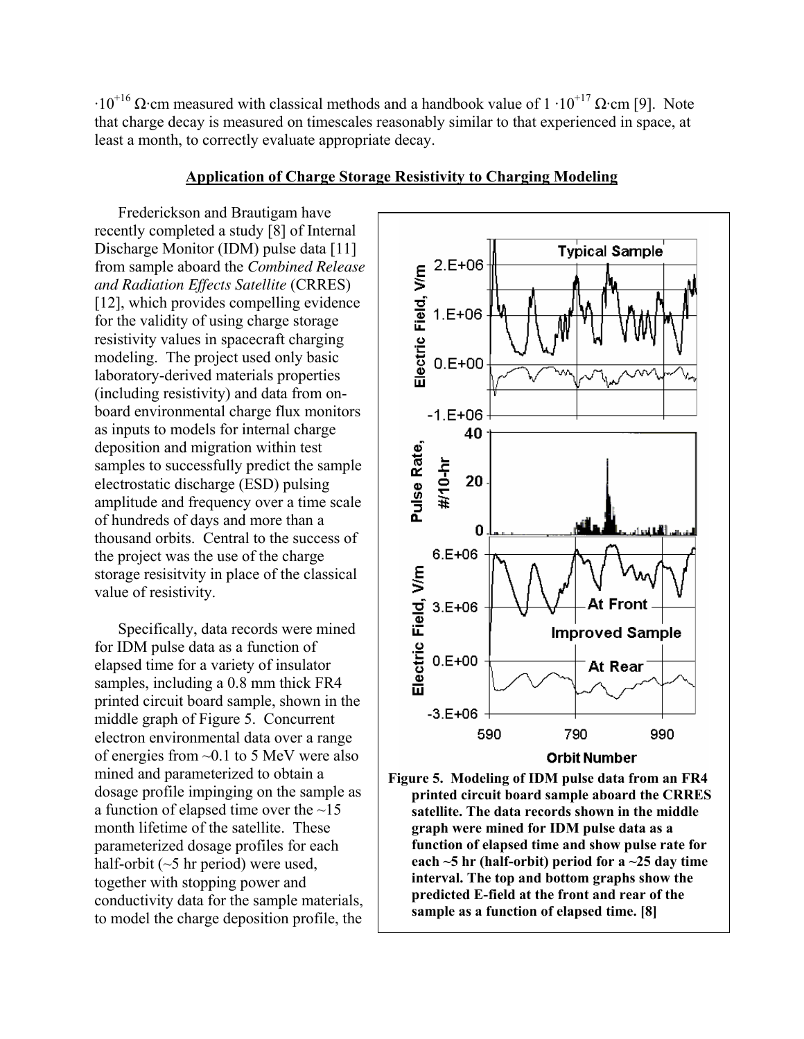$\cdot 10^{+16}$ Ω·cm measured with classical methods and a handbook value of $1 \cdot 10^{+17}$ Ω·cm [9]. Note that charge decay is measured on timescales reasonably similar to that experienced in space, at least a month, to correctly evaluate appropriate decay.

## Application of Charge Storage Resistivity to Charging Modeling

Frederickson and Brautigam have recently completed a study [8] of Internal Discharge Monitor (IDM) pulse data [11] from sample aboard the *Combined Release and Radiation Effects Satellite* (CRRES) [12], which provides compelling evidence for the validity of using charge storage resistivity values in spacecraft charging modeling. The project used only basic laboratory-derived materials properties (including resistivity) and data from on-board environmental charge flux monitors as inputs to models for internal charge deposition and migration within test samples to successfully predict the sample electrostatic discharge (ESD) pulsing amplitude and frequency over a time scale of hundreds of days and more than a thousand orbits. Central to the success of the project was the use of the charge storage resisitvity in place of the classical value of resistivity.

Specifically, data records were mined for IDM pulse data as a function of elapsed time for a variety of insulator samples, including a 0.8 mm thick FR4 printed circuit board sample, shown in the middle graph of Figure 5. Concurrent electron environmental data over a range of energies from ~0.1 to 5 MeV were also mined and parameterized to obtain a dosage profile impinging on the sample as a function of elapsed time over the ~15 month lifetime of the satellite. These parameterized dosage profiles for each half-orbit (~5 hr period) were used, together with stopping power and conductivity data for the sample materials, to model the charge deposition profile, the

**Figure 5. Modeling of IDM pulse data from an FR4 printed circuit board sample aboard the CRRES satellite. The data records shown in the middle graph were mined for IDM pulse data as a function of elapsed time and show pulse rate for each ~5 hr (half-orbit) period for a ~25 day time interval. The top and bottom graphs show the predicted E-field at the front and rear of the sample as a function of elapsed time. [8]**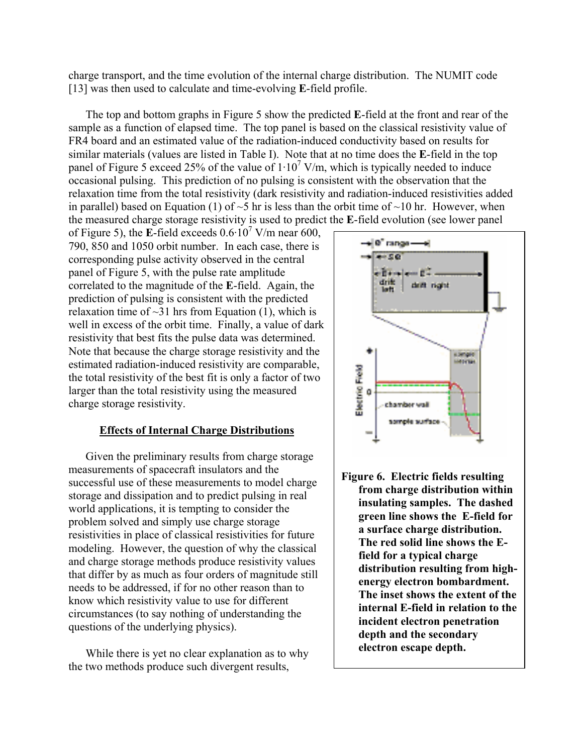charge transport, and the time evolution of the internal charge distribution. The NUMIT code [13] was then used to calculate and time-evolving **E**-field profile.

The top and bottom graphs in Figure 5 show the predicted **E**-field at the front and rear of the sample as a function of elapsed time. The top panel is based on the classical resistivity value of FR4 board and an estimated value of the radiation-induced conductivity based on results for similar materials (values are listed in Table I). Note that at no time does the **E**-field in the top panel of Figure 5 exceed 25% of the value of $1 \cdot 10^7$ V/m, which is typically needed to induce occasional pulsing. This prediction of no pulsing is consistent with the observation that the relaxation time from the total resistivity (dark resistivity and radiation-induced resistivities added in parallel) based on Equation (1) of ~5 hr is less than the orbit time of ~10 hr. However, when the measured charge storage resistivity is used to predict the **E**-field evolution (see lower panel of Figure 5), the **E**-field exceeds $0.6 \cdot 10^7$ V/m near 600, 790, 850 and 1050 orbit number. In each case, there is corresponding pulse activity observed in the central panel of Figure 5, with the pulse rate amplitude correlated to the magnitude of the **E**-field. Again, the prediction of pulsing is consistent with the predicted relaxation time of ~31 hrs from Equation (1), which is well in excess of the orbit time. Finally, a value of dark resistivity that best fits the pulse data was determined. Note that because the charge storage resistivity and the estimated radiation-induced resistivity are comparable, the total resistivity of the best fit is only a factor of two larger than the total resistivity using the measured charge storage resistivity.

**Figure 6. Electric fields resulting from charge distribution within insulating samples. The dashed green line shows the E-field for a surface charge distribution. The red solid line shows the E-field for a typical charge distribution resulting from high-energy electron bombardment. The inset shows the extent of the internal E-field in relation to the incident electron penetration depth and the secondary electron escape depth.**

## Effects of Internal Charge Distributions

Given the preliminary results from charge storage measurements of spacecraft insulators and the successful use of these measurements to model charge storage and dissipation and to predict pulsing in real world applications, it is tempting to consider the problem solved and simply use charge storage resistivities in place of classical resistivities for future modeling. However, the question of why the classical and charge storage methods produce resistivity values that differ by as much as four orders of magnitude still needs to be addressed, if for no other reason than to know which resistivity value to use for different circumstances (to say nothing of understanding the questions of the underlying physics).

While there is yet no clear explanation as to why the two methods produce such divergent results,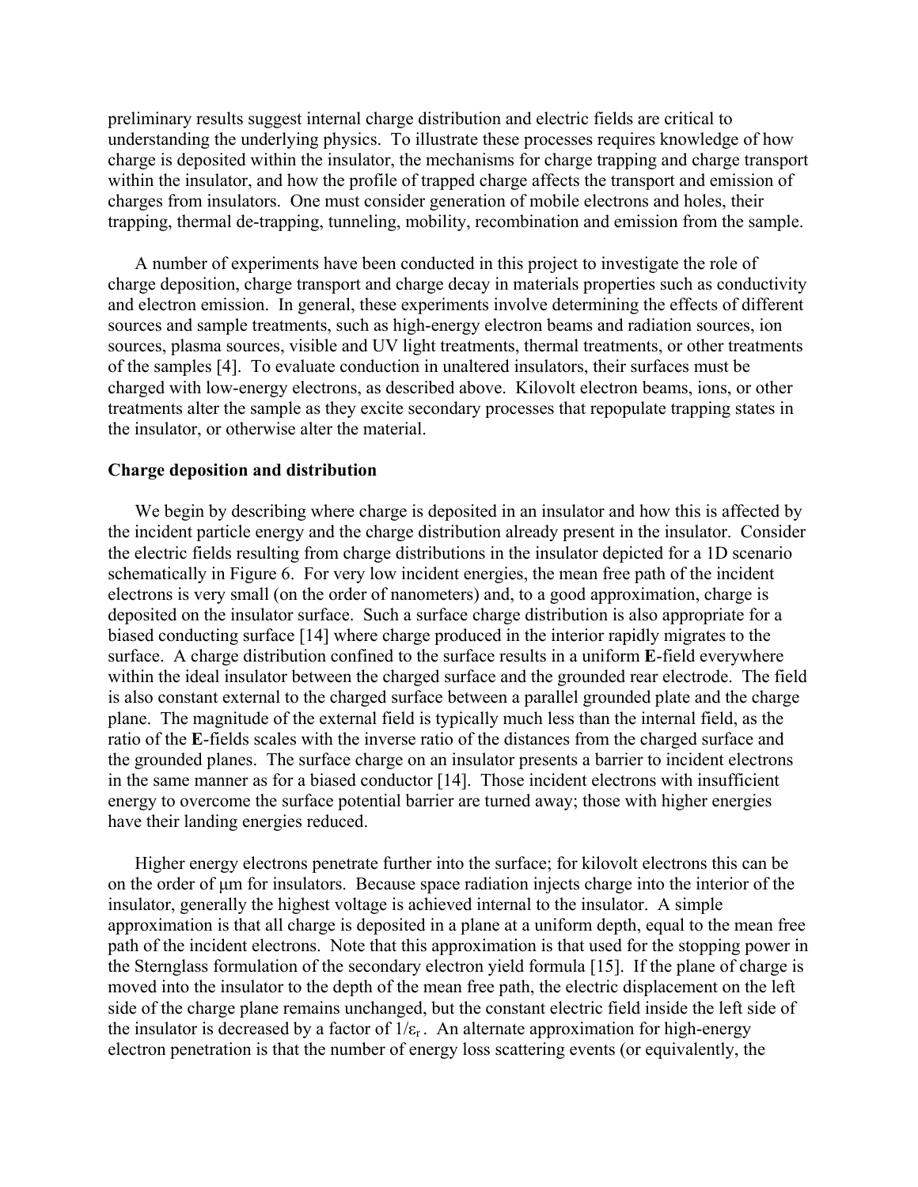preliminary results suggest internal charge distribution and electric fields are critical to understanding the underlying physics. To illustrate these processes requires knowledge of how charge is deposited within the insulator, the mechanisms for charge trapping and charge transport within the insulator, and how the profile of trapped charge affects the transport and emission of charges from insulators. One must consider generation of mobile electrons and holes, their trapping, thermal de-trapping, tunneling, mobility, recombination and emission from the sample.

A number of experiments have been conducted in this project to investigate the role of charge deposition, charge transport and charge decay in materials properties such as conductivity and electron emission. In general, these experiments involve determining the effects of different sources and sample treatments, such as high-energy electron beams and radiation sources, ion sources, plasma sources, visible and UV light treatments, thermal treatments, or other treatments of the samples [4]. To evaluate conduction in unaltered insulators, their surfaces must be charged with low-energy electrons, as described above. Kilovolt electron beams, ions, or other treatments alter the sample as they excite secondary processes that repopulate trapping states in the insulator, or otherwise alter the material.

**Charge deposition and distribution**

We begin by describing where charge is deposited in an insulator and how this is affected by the incident particle energy and the charge distribution already present in the insulator. Consider the electric fields resulting from charge distributions in the insulator depicted for a 1D scenario schematically in Figure 6. For very low incident energies, the mean free path of the incident electrons is very small (on the order of nanometers) and, to a good approximation, charge is deposited on the insulator surface. Such a surface charge distribution is also appropriate for a biased conducting surface [14] where charge produced in the interior rapidly migrates to the surface. A charge distribution confined to the surface results in a uniform **E**-field everywhere within the ideal insulator between the charged surface and the grounded rear electrode. The field is also constant external to the charged surface between a parallel grounded plate and the charge plane. The magnitude of the external field is typically much less than the internal field, as the ratio of the **E**-fields scales with the inverse ratio of the distances from the charged surface and the grounded planes. The surface charge on an insulator presents a barrier to incident electrons in the same manner as for a biased conductor [14]. Those incident electrons with insufficient energy to overcome the surface potential barrier are turned away; those with higher energies have their landing energies reduced.

Higher energy electrons penetrate further into the surface; for kilovolt electrons this can be on the order of μm for insulators. Because space radiation injects charge into the interior of the insulator, generally the highest voltage is achieved internal to the insulator. A simple approximation is that all charge is deposited in a plane at a uniform depth, equal to the mean free path of the incident electrons. Note that this approximation is that used for the stopping power in the Sternglass formulation of the secondary electron yield formula [15]. If the plane of charge is moved into the insulator to the depth of the mean free path, the electric displacement on the left side of the charge plane remains unchanged, but the constant electric field inside the left side of the insulator is decreased by a factor of $1/\varepsilon_r$. An alternate approximation for high-energy electron penetration is that the number of energy loss scattering events (or equivalently, the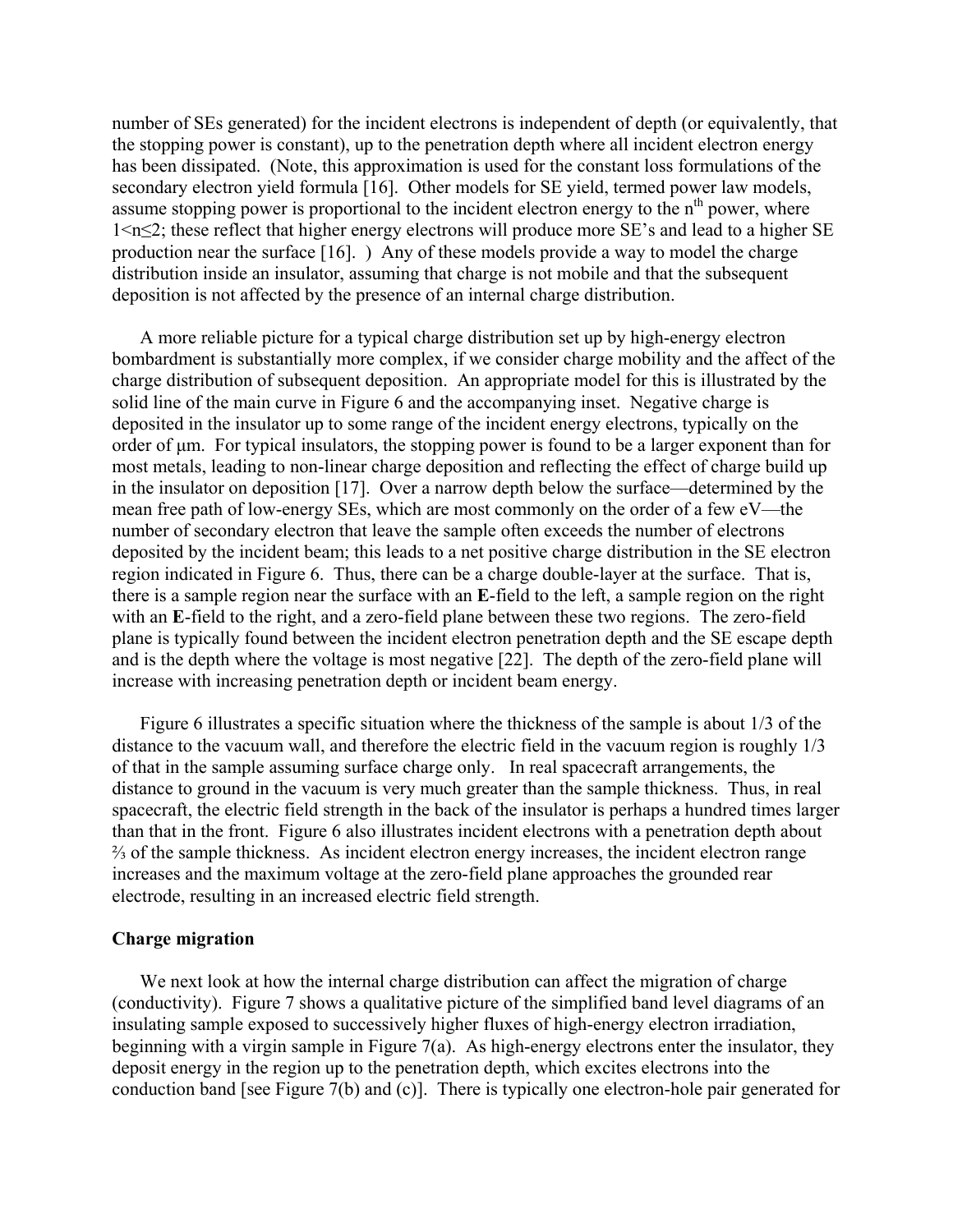number of SEs generated) for the incident electrons is independent of depth (or equivalently, that the stopping power is constant), up to the penetration depth where all incident electron energy has been dissipated. (Note, this approximation is used for the constant loss formulations of the secondary electron yield formula [16]. Other models for SE yield, termed power law models, assume stopping power is proportional to the incident electron energy to the $n^{th}$ power, where $1<n\leq2$; these reflect that higher energy electrons will produce more SE's and lead to a higher SE production near the surface [16]. ) Any of these models provide a way to model the charge distribution inside an insulator, assuming that charge is not mobile and that the subsequent deposition is not affected by the presence of an internal charge distribution.

A more reliable picture for a typical charge distribution set up by high-energy electron bombardment is substantially more complex, if we consider charge mobility and the affect of the charge distribution of subsequent deposition. An appropriate model for this is illustrated by the solid line of the main curve in Figure 6 and the accompanying inset. Negative charge is deposited in the insulator up to some range of the incident energy electrons, typically on the order of μm. For typical insulators, the stopping power is found to be a larger exponent than for most metals, leading to non-linear charge deposition and reflecting the effect of charge build up in the insulator on deposition [17]. Over a narrow depth below the surface—determined by the mean free path of low-energy SEs, which are most commonly on the order of a few eV—the number of secondary electron that leave the sample often exceeds the number of electrons deposited by the incident beam; this leads to a net positive charge distribution in the SE electron region indicated in Figure 6. Thus, there can be a charge double-layer at the surface. That is, there is a sample region near the surface with an **E**-field to the left, a sample region on the right with an **E**-field to the right, and a zero-field plane between these two regions. The zero-field plane is typically found between the incident electron penetration depth and the SE escape depth and is the depth where the voltage is most negative [22]. The depth of the zero-field plane will increase with increasing penetration depth or incident beam energy.

Figure 6 illustrates a specific situation where the thickness of the sample is about 1/3 of the distance to the vacuum wall, and therefore the electric field in the vacuum region is roughly 1/3 of that in the sample assuming surface charge only. In real spacecraft arrangements, the distance to ground in the vacuum is very much greater than the sample thickness. Thus, in real spacecraft, the electric field strength in the back of the insulator is perhaps a hundred times larger than that in the front. Figure 6 also illustrates incident electrons with a penetration depth about ⅔ of the sample thickness. As incident electron energy increases, the incident electron range increases and the maximum voltage at the zero-field plane approaches the grounded rear electrode, resulting in an increased electric field strength.

### Charge migration

We next look at how the internal charge distribution can affect the migration of charge (conductivity). Figure 7 shows a qualitative picture of the simplified band level diagrams of an insulating sample exposed to successively higher fluxes of high-energy electron irradiation, beginning with a virgin sample in Figure 7(a). As high-energy electrons enter the insulator, they deposit energy in the region up to the penetration depth, which excites electrons into the conduction band [see Figure 7(b) and (c)]. There is typically one electron-hole pair generated for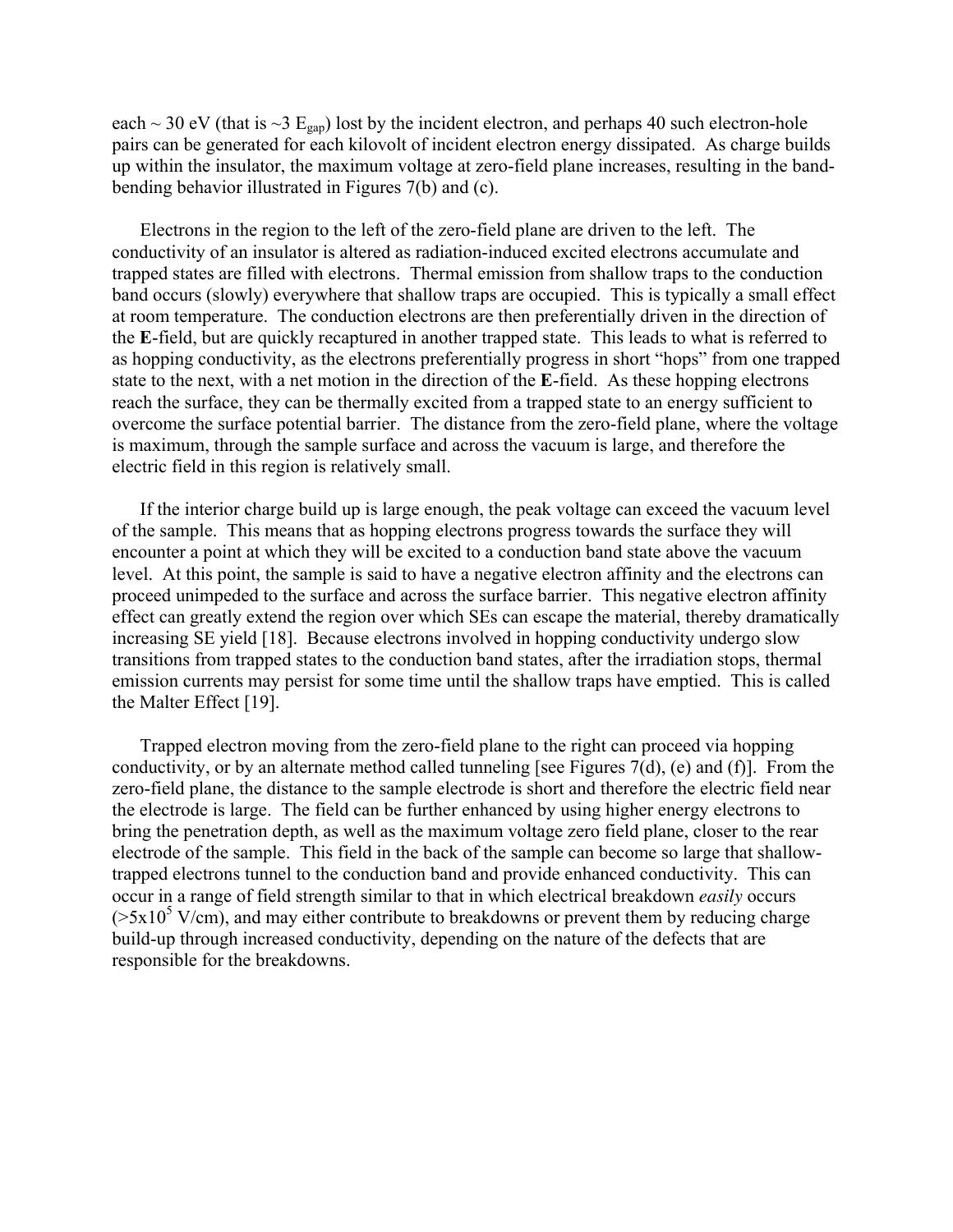each ~ 30 eV (that is ~3 $E_{gap}$) lost by the incident electron, and perhaps 40 such electron-hole pairs can be generated for each kilovolt of incident electron energy dissipated. As charge builds up within the insulator, the maximum voltage at zero-field plane increases, resulting in the band-bending behavior illustrated in Figures 7(b) and (c).

Electrons in the region to the left of the zero-field plane are driven to the left. The conductivity of an insulator is altered as radiation-induced excited electrons accumulate and trapped states are filled with electrons. Thermal emission from shallow traps to the conduction band occurs (slowly) everywhere that shallow traps are occupied. This is typically a small effect at room temperature. The conduction electrons are then preferentially driven in the direction of the **E**-field, but are quickly recaptured in another trapped state. This leads to what is referred to as hopping conductivity, as the electrons preferentially progress in short "hops" from one trapped state to the next, with a net motion in the direction of the **E**-field. As these hopping electrons reach the surface, they can be thermally excited from a trapped state to an energy sufficient to overcome the surface potential barrier. The distance from the zero-field plane, where the voltage is maximum, through the sample surface and across the vacuum is large, and therefore the electric field in this region is relatively small.

If the interior charge build up is large enough, the peak voltage can exceed the vacuum level of the sample. This means that as hopping electrons progress towards the surface they will encounter a point at which they will be excited to a conduction band state above the vacuum level. At this point, the sample is said to have a negative electron affinity and the electrons can proceed unimpeded to the surface and across the surface barrier. This negative electron affinity effect can greatly extend the region over which SEs can escape the material, thereby dramatically increasing SE yield [18]. Because electrons involved in hopping conductivity undergo slow transitions from trapped states to the conduction band states, after the irradiation stops, thermal emission currents may persist for some time until the shallow traps have emptied. This is called the Malter Effect [19].

Trapped electron moving from the zero-field plane to the right can proceed via hopping conductivity, or by an alternate method called tunneling [see Figures 7(d), (e) and (f)]. From the zero-field plane, the distance to the sample electrode is short and therefore the electric field near the electrode is large. The field can be further enhanced by using higher energy electrons to bring the penetration depth, as well as the maximum voltage zero field plane, closer to the rear electrode of the sample. This field in the back of the sample can become so large that shallow-trapped electrons tunnel to the conduction band and provide enhanced conductivity. This can occur in a range of field strength similar to that in which electrical breakdown *easily* occurs ($>5\times10^5$ V/cm), and may either contribute to breakdowns or prevent them by reducing charge build-up through increased conductivity, depending on the nature of the defects that are responsible for the breakdowns.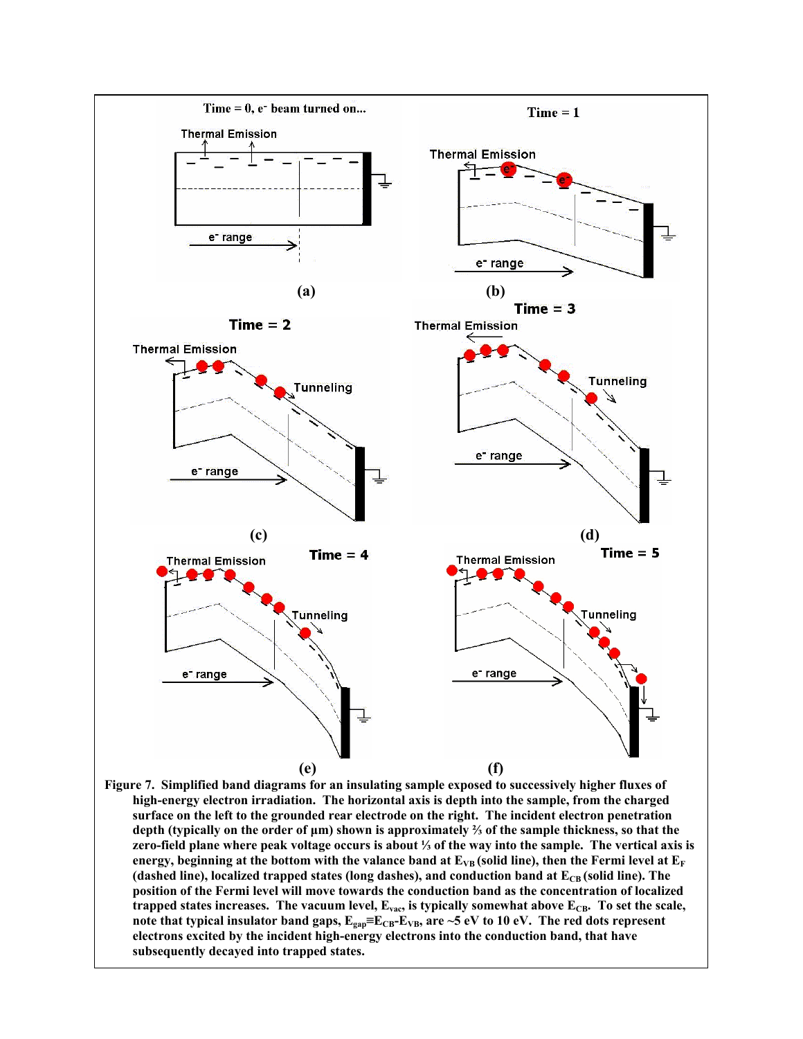**Figure 7. Simplified band diagrams for an insulating sample exposed to successively higher fluxes of high-energy electron irradiation. The horizontal axis is depth into the sample, from the charged surface on the left to the grounded rear electrode on the right. The incident electron penetration depth (typically on the order of μm) shown is approximately ⅔ of the sample thickness, so that the zero-field plane where peak voltage occurs is about ⅓ of the way into the sample. The vertical axis is energy, beginning at the bottom with the valance band at $E_{VB}$ (solid line), then the Fermi level at $E_F$ (dashed line), localized trapped states (long dashes), and conduction band at $E_{CB}$ (solid line). The position of the Fermi level will move towards the conduction band as the concentration of localized trapped states increases. The vacuum level, $E_{vac}$, is typically somewhat above $E_{CB}$. To set the scale, note that typical insulator band gaps, $E_{gap} \equiv E_{CB}-E_{VB}$, are ~5 eV to 10 eV. The red dots represent electrons excited by the incident high-energy electrons into the conduction band, that have subsequently decayed into trapped states.**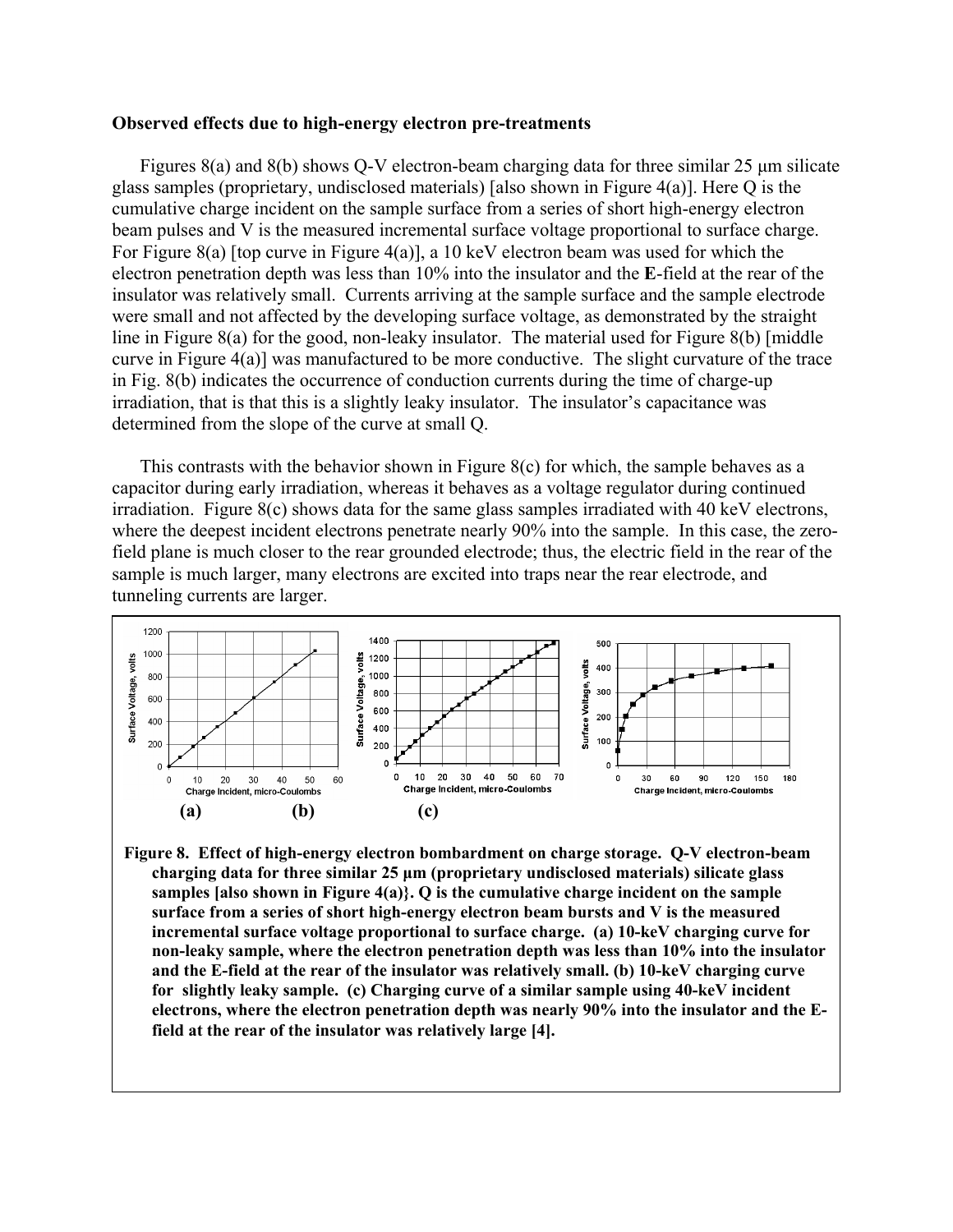**Observed effects due to high-energy electron pre-treatments**

Figures 8(a) and 8(b) shows Q-V electron-beam charging data for three similar 25 μm silicate glass samples (proprietary, undisclosed materials) [also shown in Figure 4(a)]. Here Q is the cumulative charge incident on the sample surface from a series of short high-energy electron beam pulses and V is the measured incremental surface voltage proportional to surface charge. For Figure 8(a) [top curve in Figure 4(a)], a 10 keV electron beam was used for which the electron penetration depth was less than 10% into the insulator and the **E**-field at the rear of the insulator was relatively small. Currents arriving at the sample surface and the sample electrode were small and not affected by the developing surface voltage, as demonstrated by the straight line in Figure 8(a) for the good, non-leaky insulator. The material used for Figure 8(b) [middle curve in Figure 4(a)] was manufactured to be more conductive. The slight curvature of the trace in Fig. 8(b) indicates the occurrence of conduction currents during the time of charge-up irradiation, that is that this is a slightly leaky insulator. The insulator's capacitance was determined from the slope of the curve at small Q.

This contrasts with the behavior shown in Figure 8(c) for which, the sample behaves as a capacitor during early irradiation, whereas it behaves as a voltage regulator during continued irradiation. Figure 8(c) shows data for the same glass samples irradiated with 40 keV electrons, where the deepest incident electrons penetrate nearly 90% into the sample. In this case, the zero-field plane is much closer to the rear grounded electrode; thus, the electric field in the rear of the sample is much larger, many electrons are excited into traps near the rear electrode, and tunneling currents are larger.

**Figure 8. Effect of high-energy electron bombardment on charge storage. Q-V electron-beam charging data for three similar 25 μm (proprietary undisclosed materials) silicate glass samples [also shown in Figure 4(a)}. Q is the cumulative charge incident on the sample surface from a series of short high-energy electron beam bursts and V is the measured incremental surface voltage proportional to surface charge. (a) 10-keV charging curve for non-leaky sample, where the electron penetration depth was less than 10% into the insulator and the E-field at the rear of the insulator was relatively small. (b) 10-keV charging curve for slightly leaky sample. (c) Charging curve of a similar sample using 40-keV incident electrons, where the electron penetration depth was nearly 90% into the insulator and the E-field at the rear of the insulator was relatively large [4].**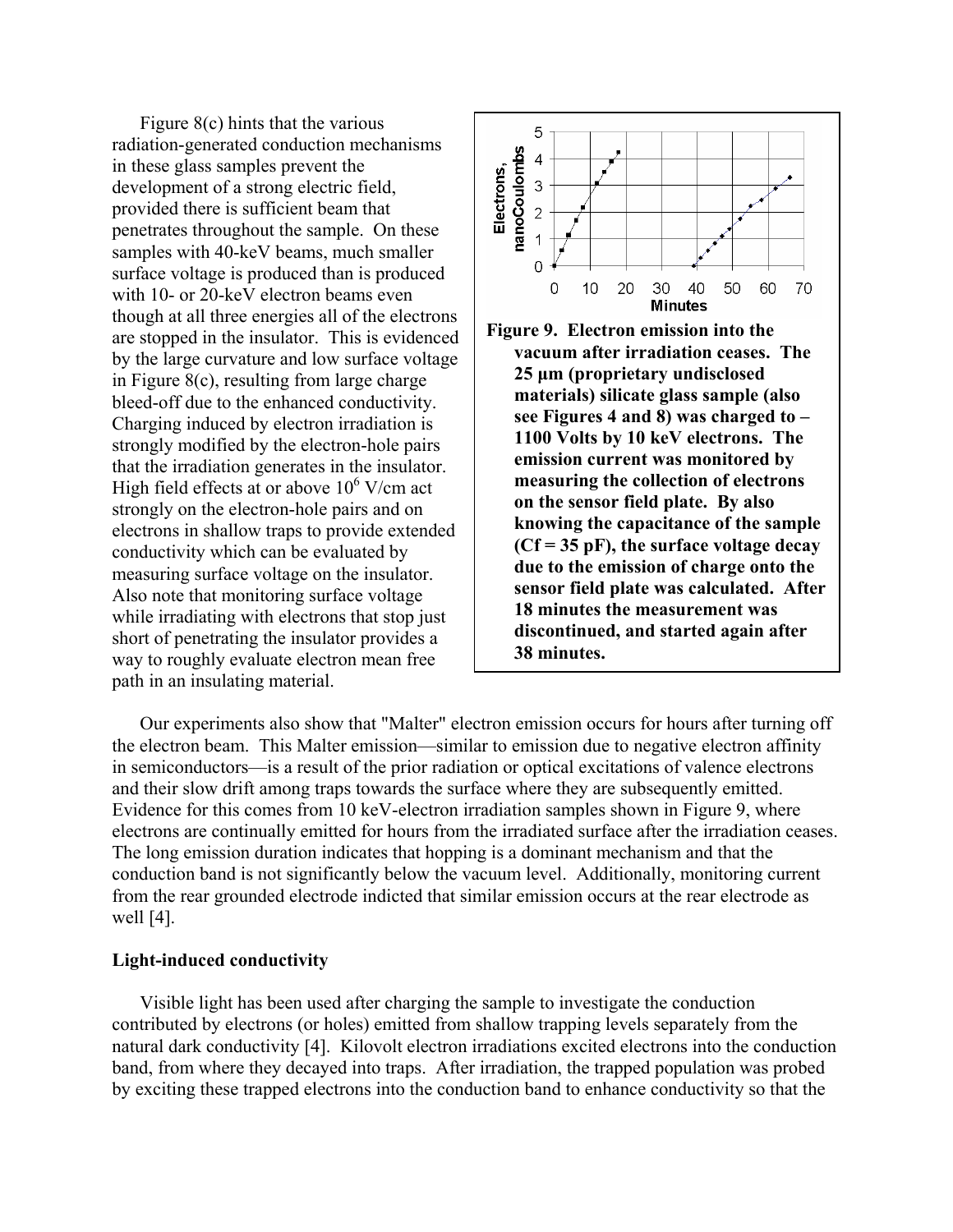Figure 8(c) hints that the various radiation-generated conduction mechanisms in these glass samples prevent the development of a strong electric field, provided there is sufficient beam that penetrates throughout the sample. On these samples with 40-keV beams, much smaller surface voltage is produced than is produced with 10- or 20-keV electron beams even though at all three energies all of the electrons are stopped in the insulator. This is evidenced by the large curvature and low surface voltage in Figure 8(c), resulting from large charge bleed-off due to the enhanced conductivity. Charging induced by electron irradiation is strongly modified by the electron-hole pairs that the irradiation generates in the insulator. High field effects at or above $10^6$ V/cm act strongly on the electron-hole pairs and on electrons in shallow traps to provide extended conductivity which can be evaluated by measuring surface voltage on the insulator. Also note that monitoring surface voltage while irradiating with electrons that stop just short of penetrating the insulator provides a way to roughly evaluate electron mean free path in an insulating material.

**Figure 9. Electron emission into the vacuum after irradiation ceases. The 25 µm (proprietary undisclosed materials) silicate glass sample (also see Figures 4 and 8) was charged to –1100 Volts by 10 keV electrons. The emission current was monitored by measuring the collection of electrons on the sensor field plate. By also knowing the capacitance of the sample (Cf = 35 pF), the surface voltage decay due to the emission of charge onto the sensor field plate was calculated. After 18 minutes the measurement was discontinued, and started again after 38 minutes.**

Our experiments also show that "Malter" electron emission occurs for hours after turning off the electron beam. This Malter emission—similar to emission due to negative electron affinity in semiconductors—is a result of the prior radiation or optical excitations of valence electrons and their slow drift among traps towards the surface where they are subsequently emitted. Evidence for this comes from 10 keV-electron irradiation samples shown in Figure 9, where electrons are continually emitted for hours from the irradiated surface after the irradiation ceases. The long emission duration indicates that hopping is a dominant mechanism and that the conduction band is not significantly below the vacuum level. Additionally, monitoring current from the rear grounded electrode indicted that similar emission occurs at the rear electrode as well [4].

**Light-induced conductivity**

Visible light has been used after charging the sample to investigate the conduction contributed by electrons (or holes) emitted from shallow trapping levels separately from the natural dark conductivity [4]. Kilovolt electron irradiations excited electrons into the conduction band, from where they decayed into traps. After irradiation, the trapped population was probed by exciting these trapped electrons into the conduction band to enhance conductivity so that the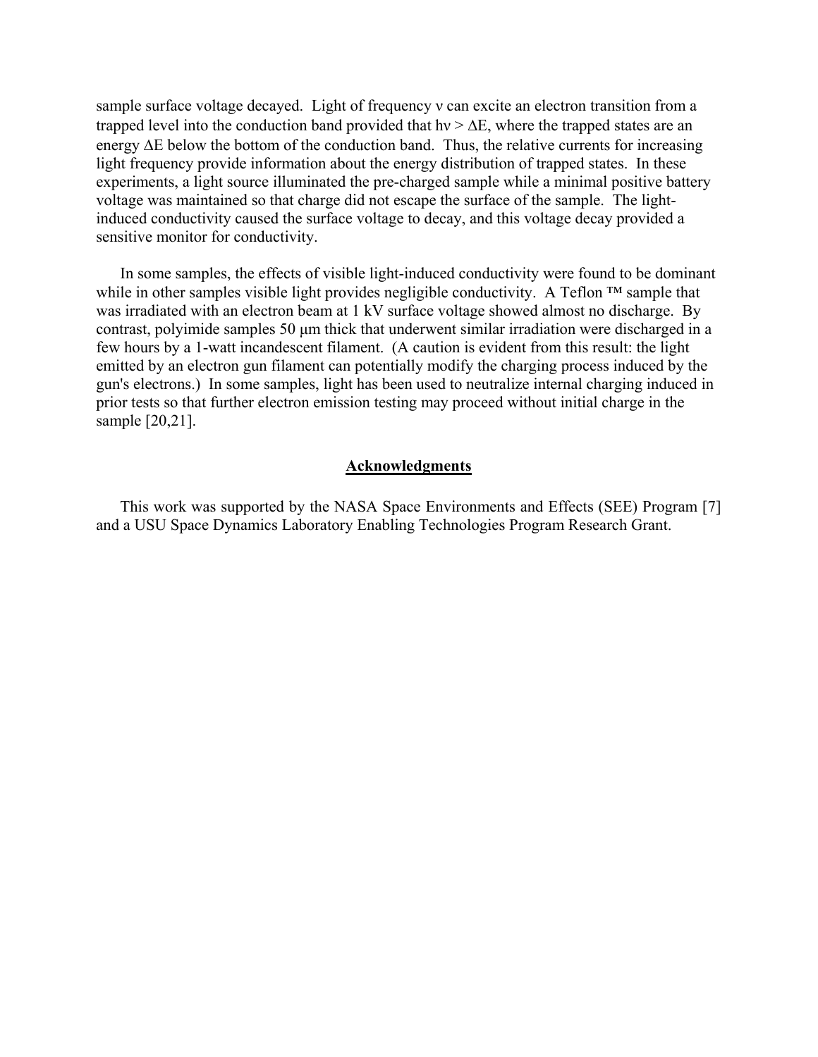sample surface voltage decayed. Light of frequency $\nu$ can excite an electron transition from a trapped level into the conduction band provided that $h\nu > \Delta E$, where the trapped states are an energy $\Delta E$ below the bottom of the conduction band. Thus, the relative currents for increasing light frequency provide information about the energy distribution of trapped states. In these experiments, a light source illuminated the pre-charged sample while a minimal positive battery voltage was maintained so that charge did not escape the surface of the sample. The light-induced conductivity caused the surface voltage to decay, and this voltage decay provided a sensitive monitor for conductivity.

In some samples, the effects of visible light-induced conductivity were found to be dominant while in other samples visible light provides negligible conductivity. A Teflon ™ sample that was irradiated with an electron beam at 1 kV surface voltage showed almost no discharge. By contrast, polyimide samples 50 μm thick that underwent similar irradiation were discharged in a few hours by a 1-watt incandescent filament. (A caution is evident from this result: the light emitted by an electron gun filament can potentially modify the charging process induced by the gun's electrons.) In some samples, light has been used to neutralize internal charging induced in prior tests so that further electron emission testing may proceed without initial charge in the sample [20,21].

## Acknowledgments

This work was supported by the NASA Space Environments and Effects (SEE) Program [7] and a USU Space Dynamics Laboratory Enabling Technologies Program Research Grant.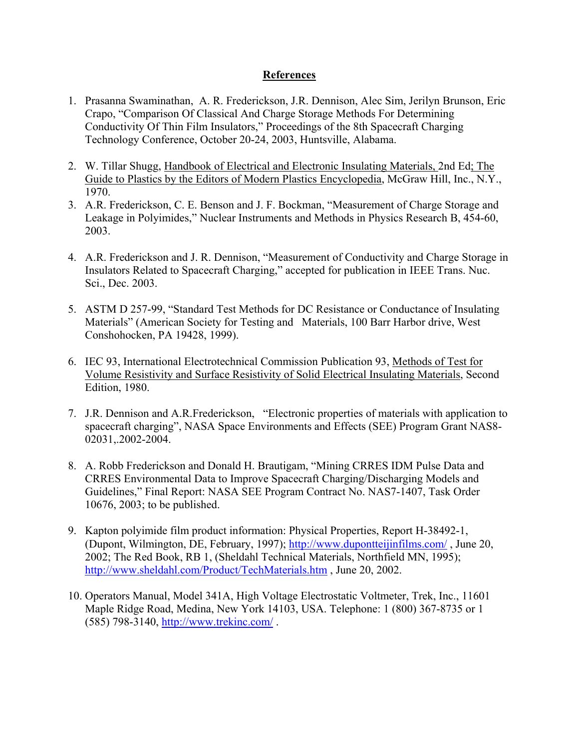## References

1. Prasanna Swaminathan, A. R. Frederickson, J.R. Dennison, Alec Sim, Jerilyn Brunson, Eric Crapo, "Comparison Of Classical And Charge Storage Methods For Determining Conductivity Of Thin Film Insulators," Proceedings of the 8th Spacecraft Charging Technology Conference, October 20-24, 2003, Huntsville, Alabama.

2. W. Tillar Shugg, Handbook of Electrical and Electronic Insulating Materials, 2nd Ed; The Guide to Plastics by the Editors of Modern Plastics Encyclopedia, McGraw Hill, Inc., N.Y., 1970.

3. A.R. Frederickson, C. E. Benson and J. F. Bockman, "Measurement of Charge Storage and Leakage in Polyimides," Nuclear Instruments and Methods in Physics Research B, 454-60, 2003.

4. A.R. Frederickson and J. R. Dennison, "Measurement of Conductivity and Charge Storage in Insulators Related to Spacecraft Charging," accepted for publication in IEEE Trans. Nuc. Sci., Dec. 2003.

5. ASTM D 257-99, "Standard Test Methods for DC Resistance or Conductance of Insulating Materials" (American Society for Testing and Materials, 100 Barr Harbor drive, West Conshohocken, PA 19428, 1999).

6. IEC 93, International Electrotechnical Commission Publication 93, Methods of Test for Volume Resistivity and Surface Resistivity of Solid Electrical Insulating Materials, Second Edition, 1980.

7. J.R. Dennison and A.R.Frederickson, "Electronic properties of materials with application to spacecraft charging", NASA Space Environments and Effects (SEE) Program Grant NAS8-02031,.2002-2004.

8. A. Robb Frederickson and Donald H. Brautigam, "Mining CRRES IDM Pulse Data and CRRES Environmental Data to Improve Spacecraft Charging/Discharging Models and Guidelines," Final Report: NASA SEE Program Contract No. NAS7-1407, Task Order 10676, 2003; to be published.

9. Kapton polyimide film product information: Physical Properties, Report H-38492-1, (Dupont, Wilmington, DE, February, 1997); http://www.dupontteijinfilms.com/ , June 20, 2002; The Red Book, RB 1, (Sheldahl Technical Materials, Northfield MN, 1995); http://www.sheldahl.com/Product/TechMaterials.htm , June 20, 2002.

10. Operators Manual, Model 341A, High Voltage Electrostatic Voltmeter, Trek, Inc., 11601 Maple Ridge Road, Medina, New York 14103, USA. Telephone: 1 (800) 367-8735 or 1 (585) 798-3140, http://www.trekinc.com/ .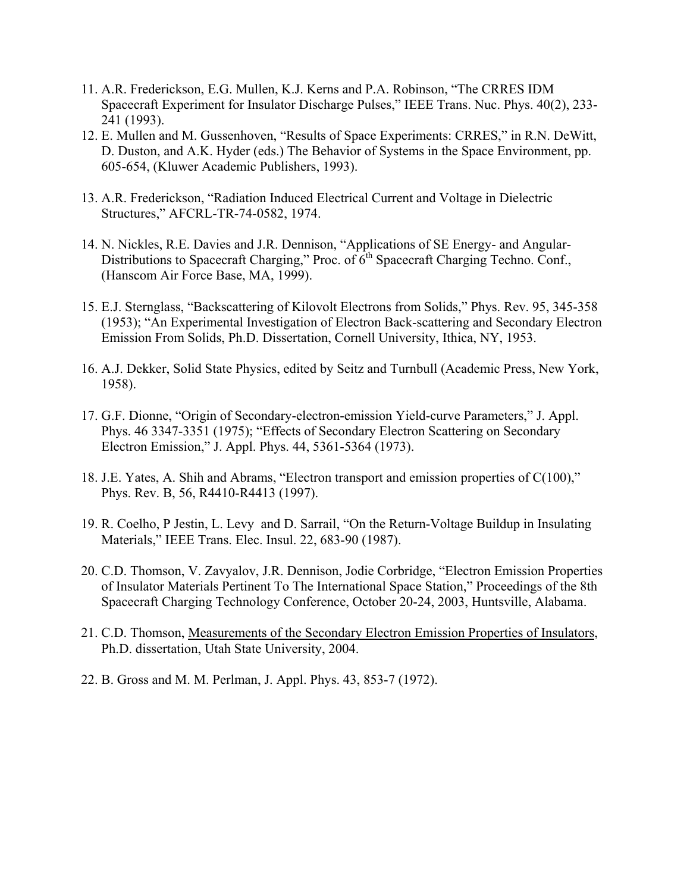11. A.R. Frederickson, E.G. Mullen, K.J. Kerns and P.A. Robinson, "The CRRES IDM Spacecraft Experiment for Insulator Discharge Pulses," IEEE Trans. Nuc. Phys. 40(2), 233-241 (1993).
12. E. Mullen and M. Gussenhoven, "Results of Space Experiments: CRRES," in R.N. DeWitt, D. Duston, and A.K. Hyder (eds.) The Behavior of Systems in the Space Environment, pp. 605-654, (Kluwer Academic Publishers, 1993).
13. A.R. Frederickson, "Radiation Induced Electrical Current and Voltage in Dielectric Structures," AFCRL-TR-74-0582, 1974.
14. N. Nickles, R.E. Davies and J.R. Dennison, "Applications of SE Energy- and Angular-Distributions to Spacecraft Charging," Proc. of 6th Spacecraft Charging Techno. Conf., (Hanscom Air Force Base, MA, 1999).
15. E.J. Sternglass, "Backscattering of Kilovolt Electrons from Solids," Phys. Rev. 95, 345-358 (1953); "An Experimental Investigation of Electron Back-scattering and Secondary Electron Emission From Solids, Ph.D. Dissertation, Cornell University, Ithica, NY, 1953.
16. A.J. Dekker, Solid State Physics, edited by Seitz and Turnbull (Academic Press, New York, 1958).
17. G.F. Dionne, "Origin of Secondary-electron-emission Yield-curve Parameters," J. Appl. Phys. 46 3347-3351 (1975); "Effects of Secondary Electron Scattering on Secondary Electron Emission," J. Appl. Phys. 44, 5361-5364 (1973).
18. J.E. Yates, A. Shih and Abrams, "Electron transport and emission properties of C(100)," Phys. Rev. B, 56, R4410-R4413 (1997).
19. R. Coelho, P Jestin, L. Levy and D. Sarrail, "On the Return-Voltage Buildup in Insulating Materials," IEEE Trans. Elec. Insul. 22, 683-90 (1987).
20. C.D. Thomson, V. Zavyalov, J.R. Dennison, Jodie Corbridge, "Electron Emission Properties of Insulator Materials Pertinent To The International Space Station," Proceedings of the 8th Spacecraft Charging Technology Conference, October 20-24, 2003, Huntsville, Alabama.
21. C.D. Thomson, Measurements of the Secondary Electron Emission Properties of Insulators, Ph.D. dissertation, Utah State University, 2004.
22. B. Gross and M. M. Perlman, J. Appl. Phys. 43, 853-7 (1972).